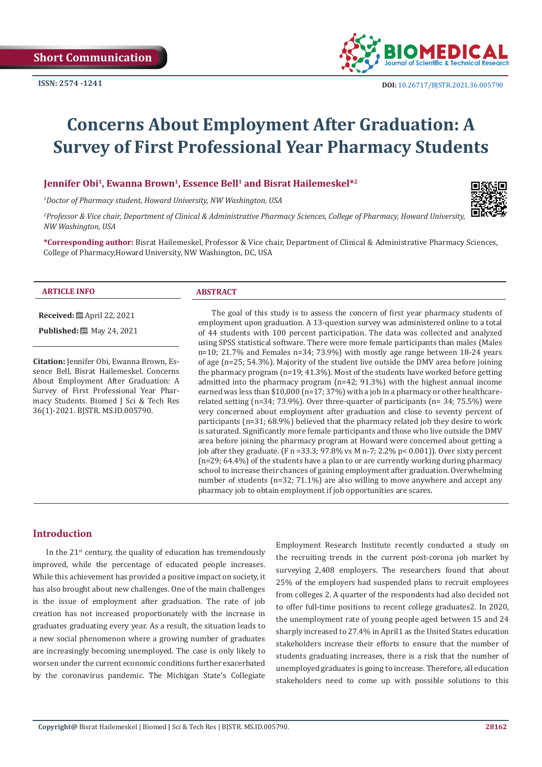Short Communication

ISSN: 2574 -1241

DOI: 10.26717/BJSTR.2021.36.005790

# Concerns About Employment After Graduation: A Survey of First Professional Year Pharmacy Students

**Jennifer Obi[1], Ewanna Brown[1], Essence Bell[1] and Bisrat Hailemeskel*[2]**

[1]*Doctor of Pharmacy student, Howard University, NW Washington, USA*

[2]*Professor & Vice chair, Department of Clinical & Administrative Pharmacy Sciences, College of Pharmacy, Howard University, NW Washington, USA*

**\*Corresponding author:** Bisrat Hailemeskel, Professor & Vice chair, Department of Clinical & Administrative Pharmacy Sciences, College of Pharmacy,Howard University, NW Washington, DC, USA

**ARTICLE INFO**

**Received:** April 22, 2021

**Published:** May 24, 2021

**Citation:** Jennifer Obi, Ewanna Brown, Essence Bell, Bisrat Hailemeskel. Concerns About Employment After Graduation: A Survey of First Professional Year Pharmacy Students. Biomed J Sci & Tech Res 36(1)-2021. BJSTR. MS.ID.005790.

**ABSTRACT**

The goal of this study is to assess the concern of first year pharmacy students of employment upon graduation. A 13-question survey was administered online to a total of 44 students with 100 percent participation. The data was collected and analyzed using SPSS statistical software. There were more female participants than males (Males n=10; 21.7% and Females n=34; 73.9%) with mostly age range between 18-24 years of age (n=25; 54.3%). Majority of the student live outside the DMV area before joining the pharmacy program (n=19; 41.3%). Most of the students have worked before getting admitted into the pharmacy program (n=42; 91.3%) with the highest annual income earned was less than $10,000 (n=17; 37%) with a job in a pharmacy or other healthcare-related setting (n=34; 73.9%). Over three-quarter of participants (n= 34; 75.5%) were very concerned about employment after graduation and close to seventy percent of participants (n=31; 68.9%) believed that the pharmacy related job they desire to work is saturated. Significantly more female participants and those who live outside the DMV area before joining the pharmacy program at Howard were concerned about getting a job after they graduate. (F n =33.3; 97.8% vs M n-7; 2.2% p< 0.001)). Over sixty percent (n=29; 64.4%) of the students have a plan to or are currently working during pharmacy school to increase their chances of gaining employment after graduation. Overwhelming number of students (n=32; 71.1%) are also willing to move anywhere and accept any pharmacy job to obtain employment if job opportunities are scares.

## Introduction

In the 21st century, the quality of education has tremendously improved, while the percentage of educated people increases. While this achievement has provided a positive impact on society, it has also brought about new challenges. One of the main challenges is the issue of employment after graduation. The rate of job creation has not increased proportionately with the increase in graduates graduating every year. As a result, the situation leads to a new social phenomenon where a growing number of graduates are increasingly becoming unemployed. The case is only likely to worsen under the current economic conditions further exacerbated by the coronavirus pandemic. The Michigan State's Collegiate Employment Research Institute recently conducted a study on the recruiting trends in the current post-corona job market by surveying 2,408 employers. The researchers found that about 25% of the employers had suspended plans to recruit employees from colleges 2. A quarter of the respondents had also decided not to offer full-time positions to recent college graduates2. In 2020, the unemployment rate of young people aged between 15 and 24 sharply increased to 27.4% in April1 as the United States education stakeholders increase their efforts to ensure that the number of students graduating increases, there is a risk that the number of unemployed graduates is going to increase. Therefore, all education stakeholders need to come up with possible solutions to this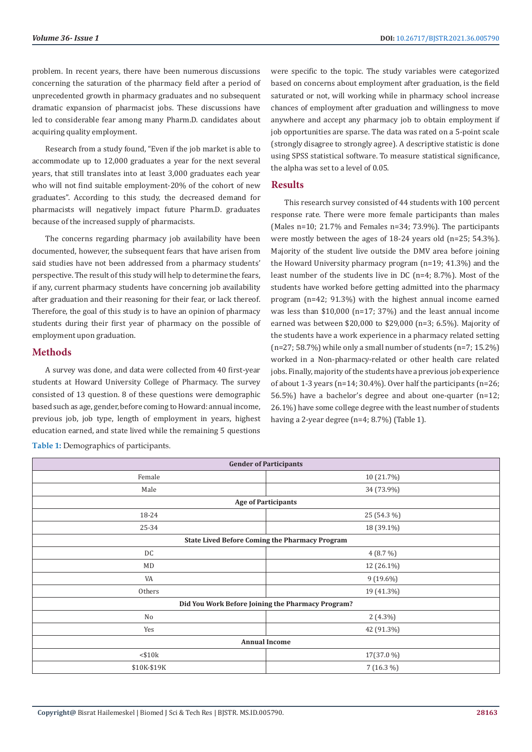problem. In recent years, there have been numerous discussions concerning the saturation of the pharmacy field after a period of unprecedented growth in pharmacy graduates and no subsequent dramatic expansion of pharmacist jobs. These discussions have led to considerable fear among many Pharm.D. candidates about acquiring quality employment.

Research from a study found, "Even if the job market is able to accommodate up to 12,000 graduates a year for the next several years, that still translates into at least 3,000 graduates each year who will not find suitable employment-20% of the cohort of new graduates". According to this study, the decreased demand for pharmacists will negatively impact future Pharm.D. graduates because of the increased supply of pharmacists.

The concerns regarding pharmacy job availability have been documented, however, the subsequent fears that have arisen from said studies have not been addressed from a pharmacy students' perspective. The result of this study will help to determine the fears, if any, current pharmacy students have concerning job availability after graduation and their reasoning for their fear, or lack thereof. Therefore, the goal of this study is to have an opinion of pharmacy students during their first year of pharmacy on the possible of employment upon graduation.

## Methods

A survey was done, and data were collected from 40 first-year students at Howard University College of Pharmacy. The survey consisted of 13 question. 8 of these questions were demographic based such as age, gender, before coming to Howard: annual income, previous job, job type, length of employment in years, highest education earned, and state lived while the remaining 5 questions were specific to the topic. The study variables were categorized based on concerns about employment after graduation, is the field saturated or not, will working while in pharmacy school increase chances of employment after graduation and willingness to move anywhere and accept any pharmacy job to obtain employment if job opportunities are sparse. The data was rated on a 5-point scale (strongly disagree to strongly agree). A descriptive statistic is done using SPSS statistical software. To measure statistical significance, the alpha was set to a level of 0.05.

## Results

This research survey consisted of 44 students with 100 percent response rate. There were more female participants than males (Males n=10; 21.7% and Females n=34; 73.9%). The participants were mostly between the ages of 18-24 years old (n=25; 54.3%). Majority of the student live outside the DMV area before joining the Howard University pharmacy program (n=19; 41.3%) and the least number of the students live in DC (n=4; 8.7%). Most of the students have worked before getting admitted into the pharmacy program (n=42; 91.3%) with the highest annual income earned was less than $10,000 (n=17; 37%) and the least annual income earned was between $20,000 to $29,000 (n=3; 6.5%). Majority of the students have a work experience in a pharmacy related setting (n=27; 58.7%) while only a small number of students (n=7; 15.2%) worked in a Non-pharmacy-related or other health care related jobs. Finally, majority of the students have a previous job experience of about 1-3 years (n=14; 30.4%). Over half the participants (n=26; 56.5%) have a bachelor's degree and about one-quarter (n=12; 26.1%) have some college degree with the least number of students having a 2-year degree (n=4; 8.7%) (Table 1).

**Table 1:** Demographics of participants.

| **Gender of Participants** | |
|---|---|
| Female | 10 (21.7%) |
| Male | 34 (73.9%) |
| **Age of Participants** | |
| 18-24 | 25 (54.3 %) |
| 25-34 | 18 (39.1%) |
| **State Lived Before Coming the Pharmacy Program** | |
| DC | 4 (8.7 %) |
| MD | 12 (26.1%) |
| VA | 9 (19.6%) |
| Others | 19 (41.3%) |
| **Did You Work Before Joining the Pharmacy Program?** | |
| No | 2 (4.3%) |
| Yes | 42 (91.3%) |
| **Annual Income** | |
| <$10k | 17(37.0 %) |
| $10K-$19K | 7 (16.3 %) |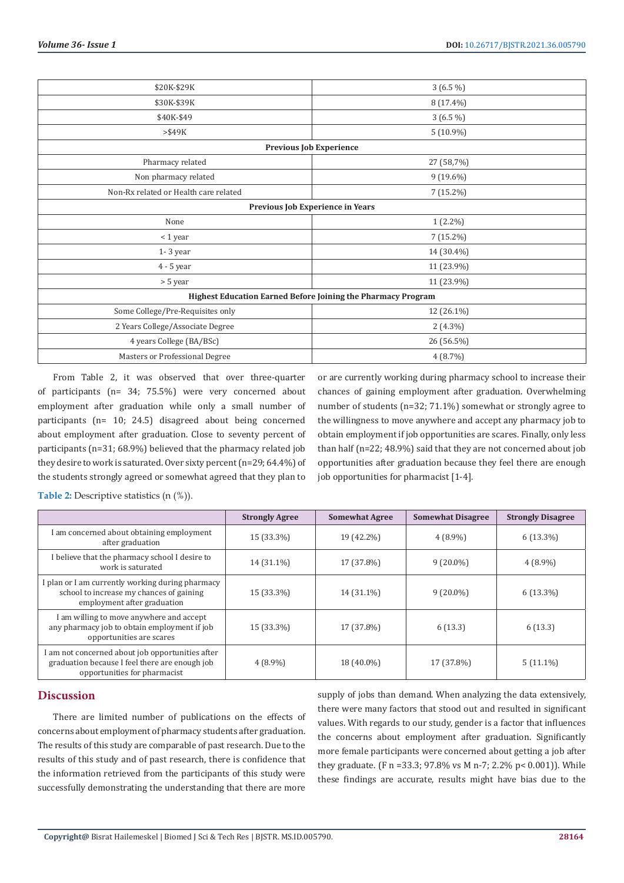| | |
|---|---|
| $20K-$29K | 3 (6.5 %) |
| $30K-$39K | 8 (17.4%) |
| $40K-$49 | 3 (6.5 %) |
| >$49K | 5 (10.9%) |
| **Previous Job Experience** | |
| Pharmacy related | 27 (58,7%) |
| Non pharmacy related | 9 (19.6%) |
| Non-Rx related or Health care related | 7 (15.2%) |
| **Previous Job Experience in Years** | |
| None | 1 (2.2%) |
| < 1 year | 7 (15.2%) |
| 1- 3 year | 14 (30.4%) |
| 4 - 5 year | 11 (23.9%) |
| > 5 year | 11 (23.9%) |
| **Highest Education Earned Before Joining the Pharmacy Program** | |
| Some College/Pre-Requisites only | 12 (26.1%) |
| 2 Years College/Associate Degree | 2 (4.3%) |
| 4 years College (BA/BSc) | 26 (56.5%) |
| Masters or Professional Degree | 4 (8.7%) |

From Table 2, it was observed that over three-quarter of participants (n= 34; 75.5%) were very concerned about employment after graduation while only a small number of participants (n= 10; 24.5) disagreed about being concerned about employment after graduation. Close to seventy percent of participants (n=31; 68.9%) believed that the pharmacy related job they desire to work is saturated. Over sixty percent (n=29; 64.4%) of the students strongly agreed or somewhat agreed that they plan to or are currently working during pharmacy school to increase their chances of gaining employment after graduation. Overwhelming number of students (n=32; 71.1%) somewhat or strongly agree to the willingness to move anywhere and accept any pharmacy job to obtain employment if job opportunities are scares. Finally, only less than half (n=22; 48.9%) said that they are not concerned about job opportunities after graduation because they feel there are enough job opportunities for pharmacist [1-4].

**Table 2:** Descriptive statistics (n (%)).

| | Strongly Agree | Somewhat Agree | Somewhat Disagree | Strongly Disagree |
|---|---|---|---|---|
| I am concerned about obtaining employment after graduation | 15 (33.3%) | 19 (42.2%) | 4 (8.9%) | 6 (13.3%) |
| I believe that the pharmacy school I desire to work is saturated | 14 (31.1%) | 17 (37.8%) | 9 (20.0%) | 4 (8.9%) |
| I plan or I am currently working during pharmacy school to increase my chances of gaining employment after graduation | 15 (33.3%) | 14 (31.1%) | 9 (20.0%) | 6 (13.3%) |
| I am willing to move anywhere and accept any pharmacy job to obtain employment if job opportunities are scares | 15 (33.3%) | 17 (37.8%) | 6 (13.3) | 6 (13.3) |
| I am not concerned about job opportunities after graduation because I feel there are enough job opportunities for pharmacist | 4 (8.9%) | 18 (40.0%) | 17 (37.8%) | 5 (11.1%) |

## Discussion

There are limited number of publications on the effects of concerns about employment of pharmacy students after graduation. The results of this study are comparable of past research. Due to the results of this study and of past research, there is confidence that the information retrieved from the participants of this study were successfully demonstrating the understanding that there are more supply of jobs than demand. When analyzing the data extensively, there were many factors that stood out and resulted in significant values. With regards to our study, gender is a factor that influences the concerns about employment after graduation. Significantly more female participants were concerned about getting a job after they graduate. (F n =33.3; 97.8% vs M n-7; 2.2% p< 0.001)). While these findings are accurate, results might have bias due to the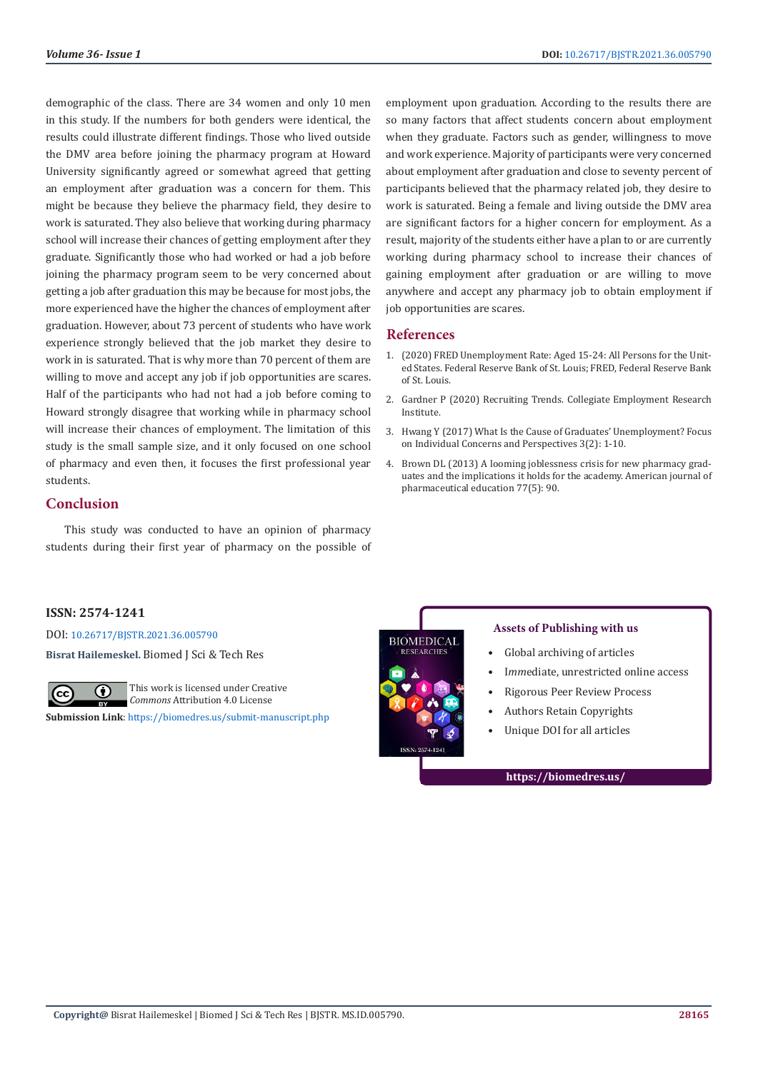demographic of the class. There are 34 women and only 10 men in this study. If the numbers for both genders were identical, the results could illustrate different findings. Those who lived outside the DMV area before joining the pharmacy program at Howard University significantly agreed or somewhat agreed that getting an employment after graduation was a concern for them. This might be because they believe the pharmacy field, they desire to work is saturated. They also believe that working during pharmacy school will increase their chances of getting employment after they graduate. Significantly those who had worked or had a job before joining the pharmacy program seem to be very concerned about getting a job after graduation this may be because for most jobs, the more experienced have the higher the chances of employment after graduation. However, about 73 percent of students who have work experience strongly believed that the job market they desire to work in is saturated. That is why more than 70 percent of them are willing to move and accept any job if job opportunities are scares. Half of the participants who had not had a job before coming to Howard strongly disagree that working while in pharmacy school will increase their chances of employment. The limitation of this study is the small sample size, and it only focused on one school of pharmacy and even then, it focuses the first professional year students.

## Conclusion

This study was conducted to have an opinion of pharmacy students during their first year of pharmacy on the possible of employment upon graduation. According to the results there are so many factors that affect students concern about employment when they graduate. Factors such as gender, willingness to move and work experience. Majority of participants were very concerned about employment after graduation and close to seventy percent of participants believed that the pharmacy related job, they desire to work is saturated. Being a female and living outside the DMV area are significant factors for a higher concern for employment. As a result, majority of the students either have a plan to or are currently working during pharmacy school to increase their chances of gaining employment after graduation or are willing to move anywhere and accept any pharmacy job to obtain employment if job opportunities are scares.

## References

1. (2020) FRED Unemployment Rate: Aged 15-24: All Persons for the United States. Federal Reserve Bank of St. Louis; FRED, Federal Reserve Bank of St. Louis.
2. Gardner P (2020) Recruiting Trends. Collegiate Employment Research Institute.
3. Hwang Y (2017) What Is the Cause of Graduates' Unemployment? Focus on Individual Concerns and Perspectives 3(2): 1-10.
4. Brown DL (2013) A looming joblessness crisis for new pharmacy graduates and the implications it holds for the academy. American journal of pharmaceutical education 77(5): 90.

**ISSN: 2574-1241**

DOI: 10.26717/BJSTR.2021.36.005790

**Bisrat Hailemeskel.** Biomed J Sci & Tech Res

This work is licensed under Creative *Commons* Attribution 4.0 License

**Submission Link**: https://biomedres.us/submit-manuscript.php

**Assets of Publishing with us**

- Global archiving of articles
- Immediate, unrestricted online access
- Rigorous Peer Review Process
- Authors Retain Copyrights
- Unique DOI for all articles

**https://biomedres.us/**